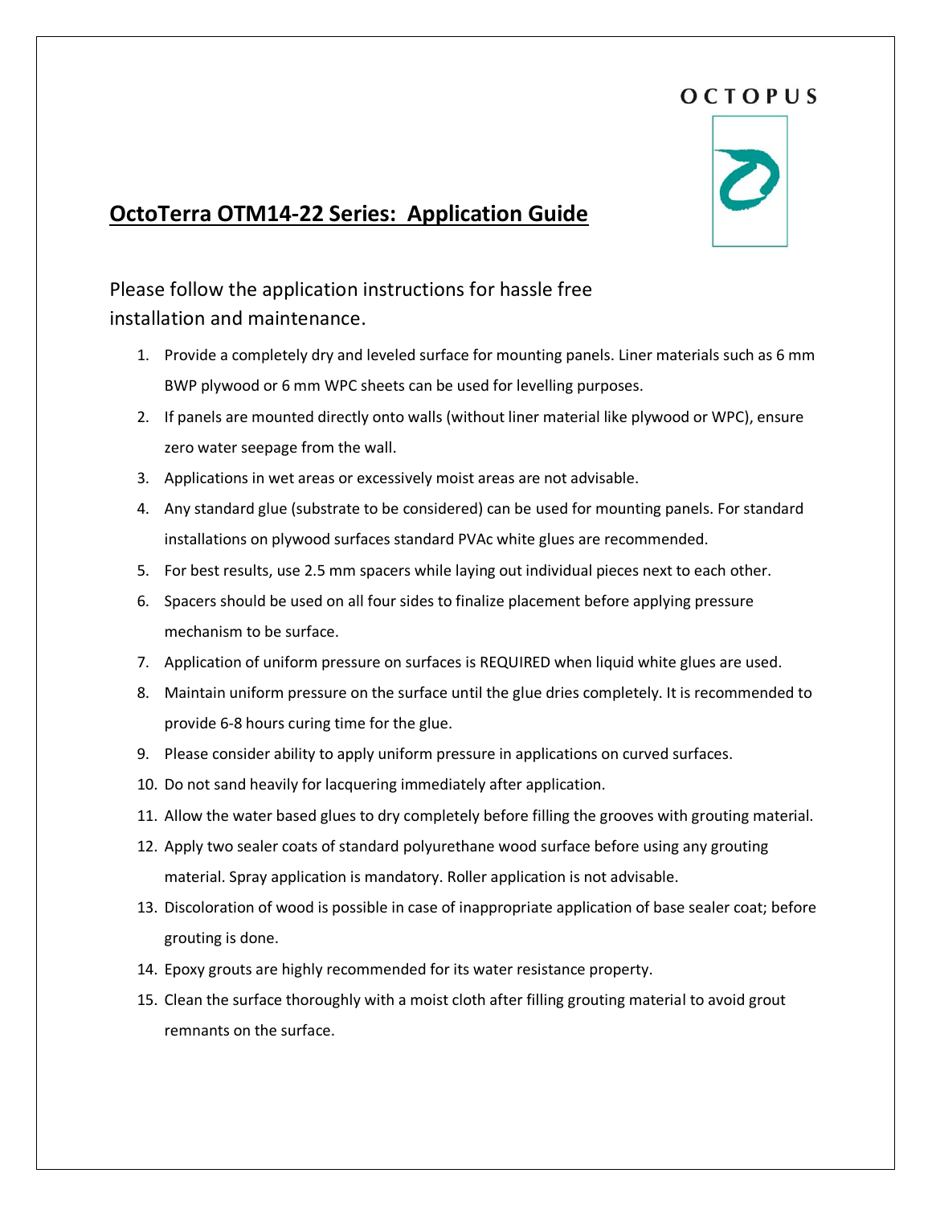OCTOPUS

# OctoTerra OTM14-22 Series: Application Guide

Please follow the application instructions for hassle free installation and maintenance.

1. Provide a completely dry and leveled surface for mounting panels. Liner materials such as 6 mm BWP plywood or 6 mm WPC sheets can be used for levelling purposes.
2. If panels are mounted directly onto walls (without liner material like plywood or WPC), ensure zero water seepage from the wall.
3. Applications in wet areas or excessively moist areas are not advisable.
4. Any standard glue (substrate to be considered) can be used for mounting panels. For standard installations on plywood surfaces standard PVAc white glues are recommended.
5. For best results, use 2.5 mm spacers while laying out individual pieces next to each other.
6. Spacers should be used on all four sides to finalize placement before applying pressure mechanism to be surface.
7. Application of uniform pressure on surfaces is REQUIRED when liquid white glues are used.
8. Maintain uniform pressure on the surface until the glue dries completely. It is recommended to provide 6-8 hours curing time for the glue.
9. Please consider ability to apply uniform pressure in applications on curved surfaces.
10. Do not sand heavily for lacquering immediately after application.
11. Allow the water based glues to dry completely before filling the grooves with grouting material.
12. Apply two sealer coats of standard polyurethane wood surface before using any grouting material. Spray application is mandatory. Roller application is not advisable.
13. Discoloration of wood is possible in case of inappropriate application of base sealer coat; before grouting is done.
14. Epoxy grouts are highly recommended for its water resistance property.
15. Clean the surface thoroughly with a moist cloth after filling grouting material to avoid grout remnants on the surface.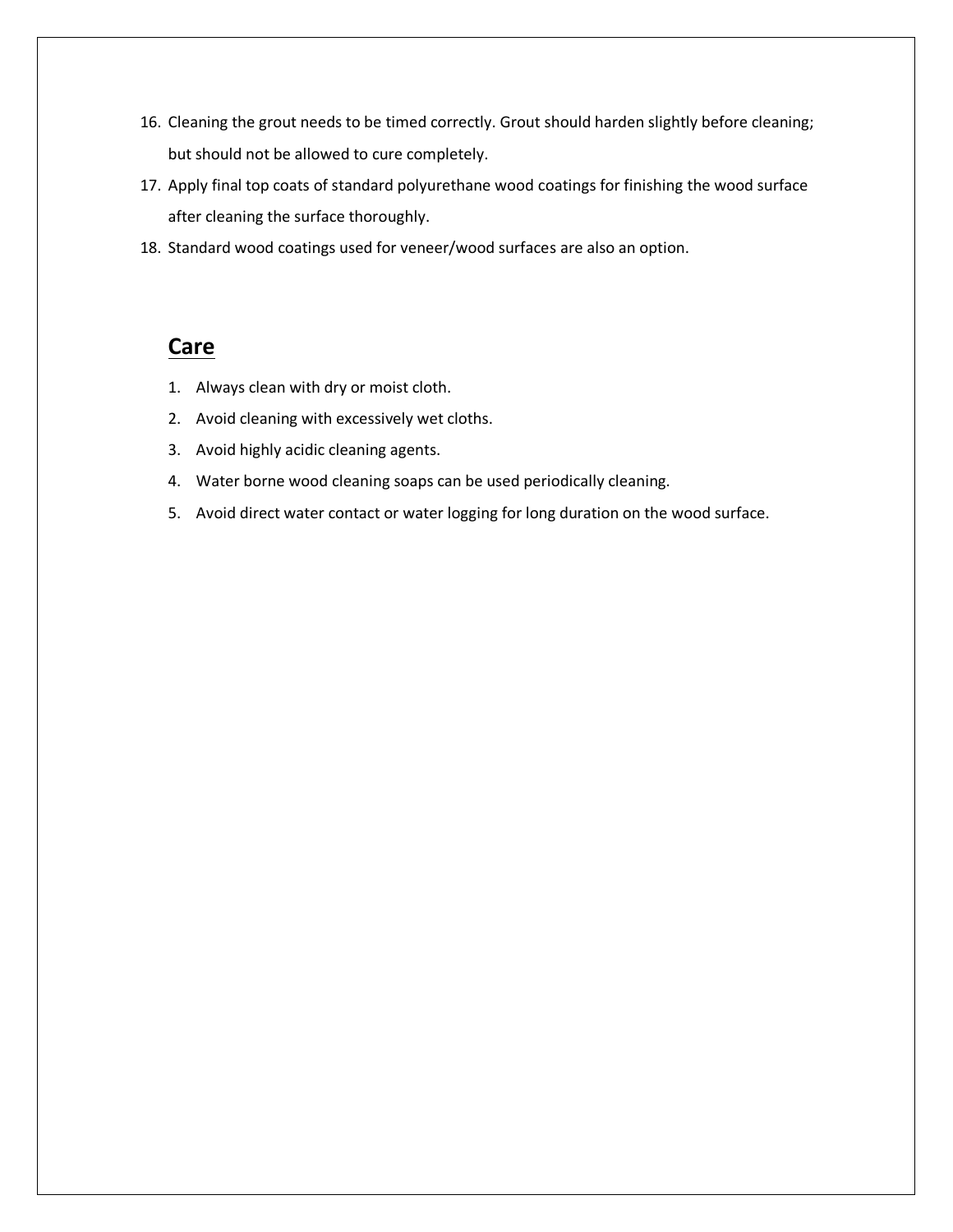16. Cleaning the grout needs to be timed correctly. Grout should harden slightly before cleaning; but should not be allowed to cure completely.
17. Apply final top coats of standard polyurethane wood coatings for finishing the wood surface after cleaning the surface thoroughly.
18. Standard wood coatings used for veneer/wood surfaces are also an option.

## Care

1. Always clean with dry or moist cloth.
2. Avoid cleaning with excessively wet cloths.
3. Avoid highly acidic cleaning agents.
4. Water borne wood cleaning soaps can be used periodically cleaning.
5. Avoid direct water contact or water logging for long duration on the wood surface.